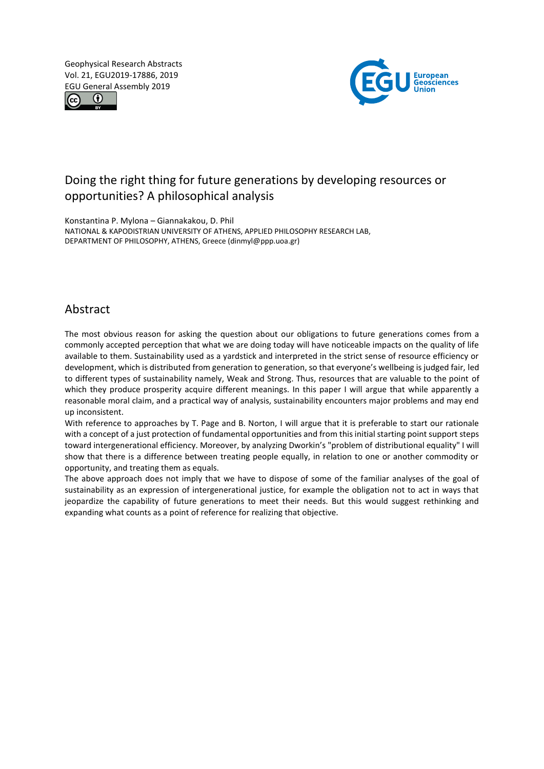Geophysical Research Abstracts
Vol. 21, EGU2019-17886, 2019
EGU General Assembly 2019

# Doing the right thing for future generations by developing resources or opportunities? A philosophical analysis

Konstantina P. Mylona – Giannakakou, D. Phil
NATIONAL & KAPODISTRIAN UNIVERSITY OF ATHENS, APPLIED PHILOSOPHY RESEARCH LAB, DEPARTMENT OF PHILOSOPHY, ATHENS, Greece (dinmyl@ppp.uoa.gr)

## Abstract

The most obvious reason for asking the question about our obligations to future generations comes from a commonly accepted perception that what we are doing today will have noticeable impacts on the quality of life available to them. Sustainability used as a yardstick and interpreted in the strict sense of resource efficiency or development, which is distributed from generation to generation, so that everyone's wellbeing is judged fair, led to different types of sustainability namely, Weak and Strong. Thus, resources that are valuable to the point of which they produce prosperity acquire different meanings. In this paper I will argue that while apparently a reasonable moral claim, and a practical way of analysis, sustainability encounters major problems and may end up inconsistent.

With reference to approaches by T. Page and B. Norton, I will argue that it is preferable to start our rationale with a concept of a just protection of fundamental opportunities and from this initial starting point support steps toward intergenerational efficiency. Moreover, by analyzing Dworkin's "problem of distributional equality" I will show that there is a difference between treating people equally, in relation to one or another commodity or opportunity, and treating them as equals.

The above approach does not imply that we have to dispose of some of the familiar analyses of the goal of sustainability as an expression of intergenerational justice, for example the obligation not to act in ways that jeopardize the capability of future generations to meet their needs. But this would suggest rethinking and expanding what counts as a point of reference for realizing that objective.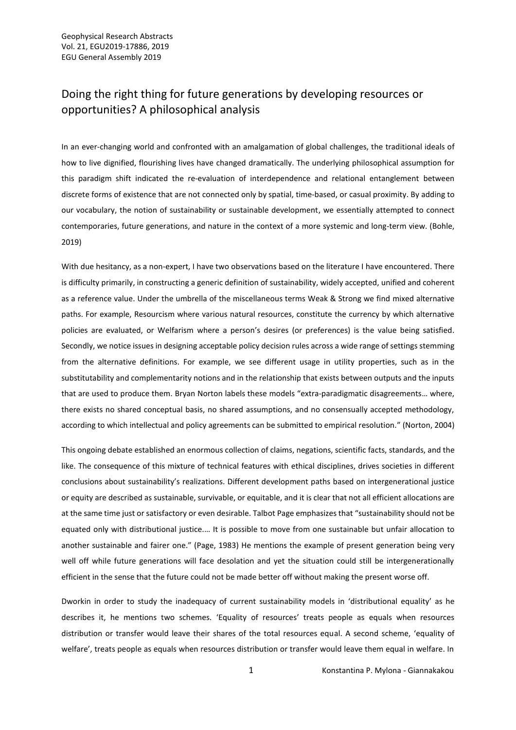# Doing the right thing for future generations by developing resources or opportunities? A philosophical analysis

In an ever-changing world and confronted with an amalgamation of global challenges, the traditional ideals of how to live dignified, flourishing lives have changed dramatically. The underlying philosophical assumption for this paradigm shift indicated the re-evaluation of interdependence and relational entanglement between discrete forms of existence that are not connected only by spatial, time-based, or casual proximity. By adding to our vocabulary, the notion of sustainability or sustainable development, we essentially attempted to connect contemporaries, future generations, and nature in the context of a more systemic and long-term view. (Bohle, 2019)

With due hesitancy, as a non-expert, I have two observations based on the literature I have encountered. There is difficulty primarily, in constructing a generic definition of sustainability, widely accepted, unified and coherent as a reference value. Under the umbrella of the miscellaneous terms Weak & Strong we find mixed alternative paths. For example, Resourcism where various natural resources, constitute the currency by which alternative policies are evaluated, or Welfarism where a person's desires (or preferences) is the value being satisfied. Secondly, we notice issues in designing acceptable policy decision rules across a wide range of settings stemming from the alternative definitions. For example, we see different usage in utility properties, such as in the substitutability and complementarity notions and in the relationship that exists between outputs and the inputs that are used to produce them. Bryan Norton labels these models "extra-paradigmatic disagreements… where, there exists no shared conceptual basis, no shared assumptions, and no consensually accepted methodology, according to which intellectual and policy agreements can be submitted to empirical resolution." (Norton, 2004)

This ongoing debate established an enormous collection of claims, negations, scientific facts, standards, and the like. The consequence of this mixture of technical features with ethical disciplines, drives societies in different conclusions about sustainability's realizations. Different development paths based on intergenerational justice or equity are described as sustainable, survivable, or equitable, and it is clear that not all efficient allocations are at the same time just or satisfactory or even desirable. Talbot Page emphasizes that "sustainability should not be equated only with distributional justice.… It is possible to move from one sustainable but unfair allocation to another sustainable and fairer one." (Page, 1983) He mentions the example of present generation being very well off while future generations will face desolation and yet the situation could still be intergenerationally efficient in the sense that the future could not be made better off without making the present worse off.

Dworkin in order to study the inadequacy of current sustainability models in 'distributional equality' as he describes it, he mentions two schemes. 'Equality of resources' treats people as equals when resources distribution or transfer would leave their shares of the total resources equal. A second scheme, 'equality of welfare', treats people as equals when resources distribution or transfer would leave them equal in welfare. In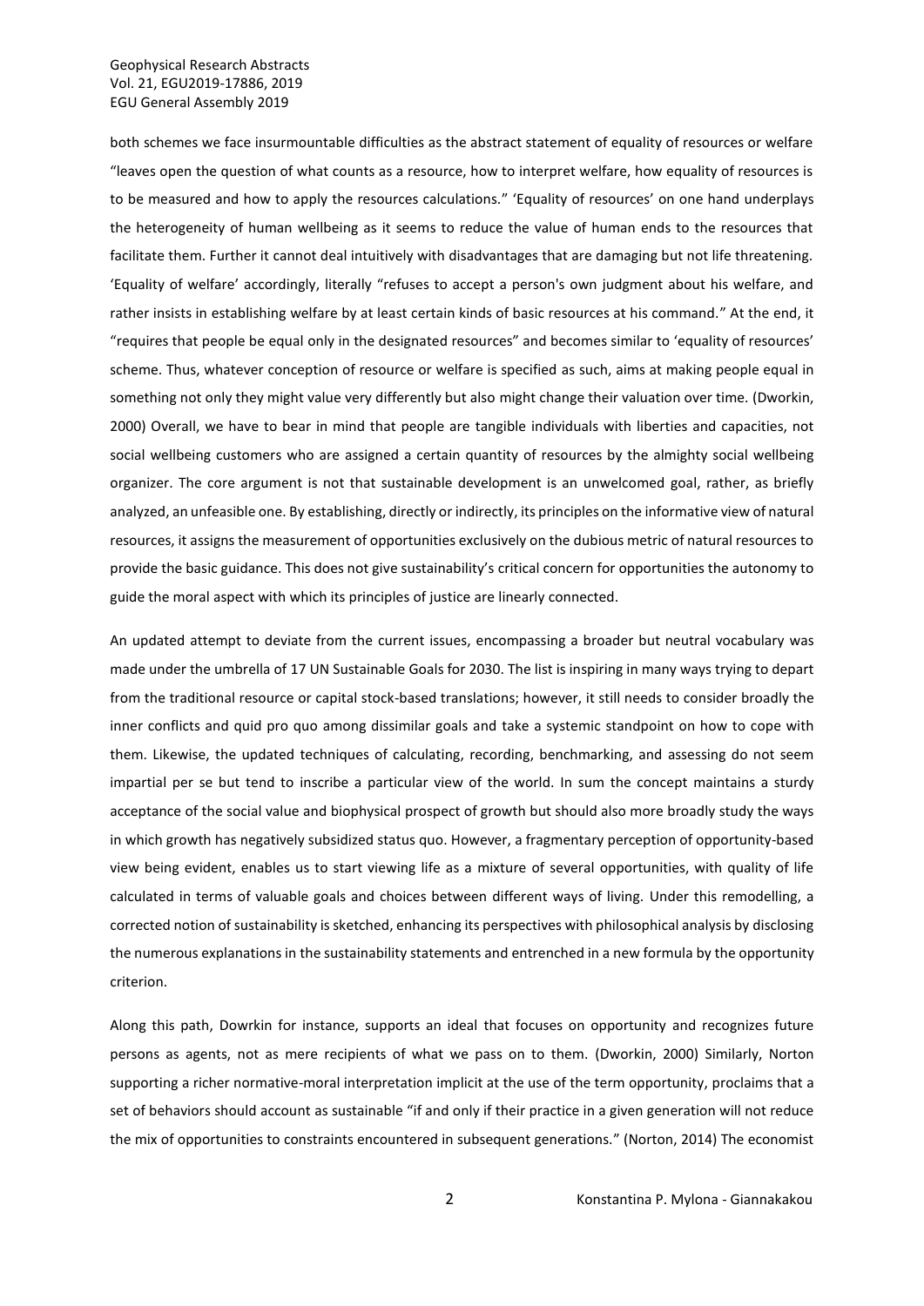both schemes we face insurmountable difficulties as the abstract statement of equality of resources or welfare "leaves open the question of what counts as a resource, how to interpret welfare, how equality of resources is to be measured and how to apply the resources calculations." 'Equality of resources' on one hand underplays the heterogeneity of human wellbeing as it seems to reduce the value of human ends to the resources that facilitate them. Further it cannot deal intuitively with disadvantages that are damaging but not life threatening. 'Equality of welfare' accordingly, literally "refuses to accept a person's own judgment about his welfare, and rather insists in establishing welfare by at least certain kinds of basic resources at his command." At the end, it "requires that people be equal only in the designated resources" and becomes similar to 'equality of resources' scheme. Thus, whatever conception of resource or welfare is specified as such, aims at making people equal in something not only they might value very differently but also might change their valuation over time. (Dworkin, 2000) Overall, we have to bear in mind that people are tangible individuals with liberties and capacities, not social wellbeing customers who are assigned a certain quantity of resources by the almighty social wellbeing organizer. The core argument is not that sustainable development is an unwelcomed goal, rather, as briefly analyzed, an unfeasible one. By establishing, directly or indirectly, its principles on the informative view of natural resources, it assigns the measurement of opportunities exclusively on the dubious metric of natural resources to provide the basic guidance. This does not give sustainability's critical concern for opportunities the autonomy to guide the moral aspect with which its principles of justice are linearly connected.

An updated attempt to deviate from the current issues, encompassing a broader but neutral vocabulary was made under the umbrella of 17 UN Sustainable Goals for 2030. The list is inspiring in many ways trying to depart from the traditional resource or capital stock-based translations; however, it still needs to consider broadly the inner conflicts and quid pro quo among dissimilar goals and take a systemic standpoint on how to cope with them. Likewise, the updated techniques of calculating, recording, benchmarking, and assessing do not seem impartial per se but tend to inscribe a particular view of the world. In sum the concept maintains a sturdy acceptance of the social value and biophysical prospect of growth but should also more broadly study the ways in which growth has negatively subsidized status quo. However, a fragmentary perception of opportunity-based view being evident, enables us to start viewing life as a mixture of several opportunities, with quality of life calculated in terms of valuable goals and choices between different ways of living. Under this remodelling, a corrected notion of sustainability is sketched, enhancing its perspectives with philosophical analysis by disclosing the numerous explanations in the sustainability statements and entrenched in a new formula by the opportunity criterion.

Along this path, Dowrkin for instance, supports an ideal that focuses on opportunity and recognizes future persons as agents, not as mere recipients of what we pass on to them. (Dworkin, 2000) Similarly, Norton supporting a richer normative-moral interpretation implicit at the use of the term opportunity, proclaims that a set of behaviors should account as sustainable "if and only if their practice in a given generation will not reduce the mix of opportunities to constraints encountered in subsequent generations." (Norton, 2014) The economist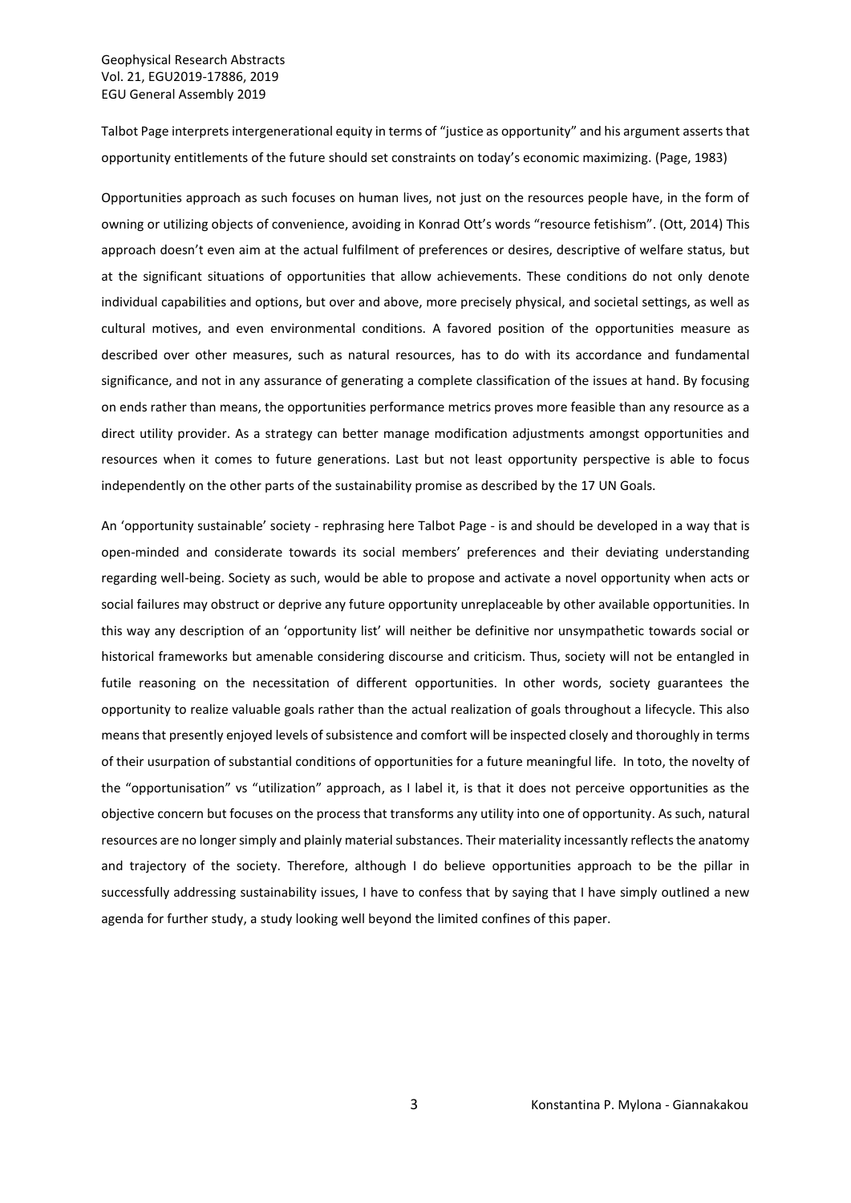Talbot Page interprets intergenerational equity in terms of "justice as opportunity" and his argument asserts that opportunity entitlements of the future should set constraints on today's economic maximizing. (Page, 1983)

Opportunities approach as such focuses on human lives, not just on the resources people have, in the form of owning or utilizing objects of convenience, avoiding in Konrad Ott's words "resource fetishism". (Ott, 2014) This approach doesn't even aim at the actual fulfilment of preferences or desires, descriptive of welfare status, but at the significant situations of opportunities that allow achievements. These conditions do not only denote individual capabilities and options, but over and above, more precisely physical, and societal settings, as well as cultural motives, and even environmental conditions. A favored position of the opportunities measure as described over other measures, such as natural resources, has to do with its accordance and fundamental significance, and not in any assurance of generating a complete classification of the issues at hand. By focusing on ends rather than means, the opportunities performance metrics proves more feasible than any resource as a direct utility provider. As a strategy can better manage modification adjustments amongst opportunities and resources when it comes to future generations. Last but not least opportunity perspective is able to focus independently on the other parts of the sustainability promise as described by the 17 UN Goals.

An 'opportunity sustainable' society - rephrasing here Talbot Page - is and should be developed in a way that is open-minded and considerate towards its social members' preferences and their deviating understanding regarding well-being. Society as such, would be able to propose and activate a novel opportunity when acts or social failures may obstruct or deprive any future opportunity unreplaceable by other available opportunities. In this way any description of an 'opportunity list' will neither be definitive nor unsympathetic towards social or historical frameworks but amenable considering discourse and criticism. Thus, society will not be entangled in futile reasoning on the necessitation of different opportunities. In other words, society guarantees the opportunity to realize valuable goals rather than the actual realization of goals throughout a lifecycle. This also means that presently enjoyed levels of subsistence and comfort will be inspected closely and thoroughly in terms of their usurpation of substantial conditions of opportunities for a future meaningful life. In toto, the novelty of the "opportunisation" vs "utilization" approach, as I label it, is that it does not perceive opportunities as the objective concern but focuses on the process that transforms any utility into one of opportunity. As such, natural resources are no longer simply and plainly material substances. Their materiality incessantly reflects the anatomy and trajectory of the society. Therefore, although I do believe opportunities approach to be the pillar in successfully addressing sustainability issues, I have to confess that by saying that I have simply outlined a new agenda for further study, a study looking well beyond the limited confines of this paper.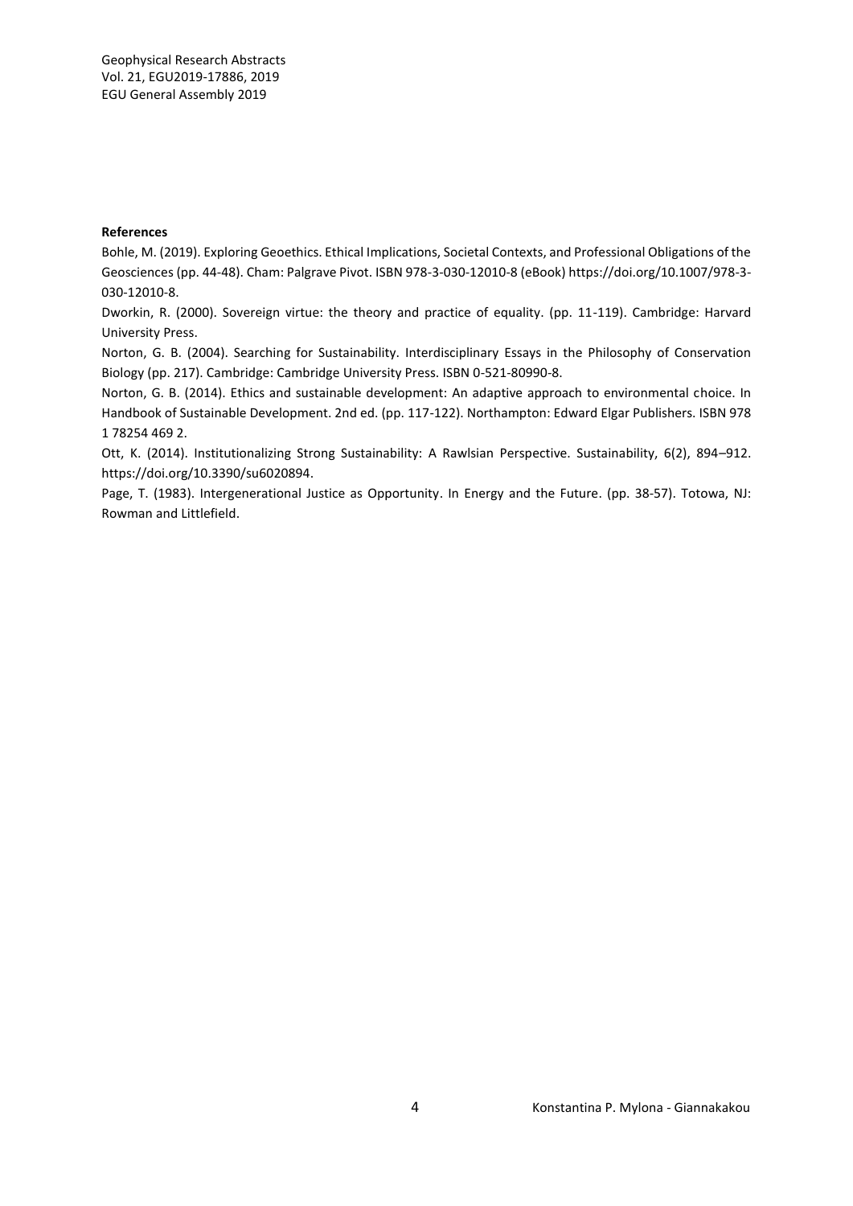**References**

Bohle, M. (2019). Exploring Geoethics. Ethical Implications, Societal Contexts, and Professional Obligations of the Geosciences (pp. 44-48). Cham: Palgrave Pivot. ISBN 978-3-030-12010-8 (eBook) https://doi.org/10.1007/978-3-030-12010-8.

Dworkin, R. (2000). Sovereign virtue: the theory and practice of equality. (pp. 11-119). Cambridge: Harvard University Press.

Norton, G. B. (2004). Searching for Sustainability. Interdisciplinary Essays in the Philosophy of Conservation Biology (pp. 217). Cambridge: Cambridge University Press. ISBN 0-521-80990-8.

Norton, G. B. (2014). Ethics and sustainable development: An adaptive approach to environmental choice. In Handbook of Sustainable Development. 2nd ed. (pp. 117-122). Northampton: Edward Elgar Publishers. ISBN 978 1 78254 469 2.

Ott, K. (2014). Institutionalizing Strong Sustainability: A Rawlsian Perspective. Sustainability, 6(2), 894–912. https://doi.org/10.3390/su6020894.

Page, T. (1983). Intergenerational Justice as Opportunity. In Energy and the Future. (pp. 38-57). Totowa, NJ: Rowman and Littlefield.